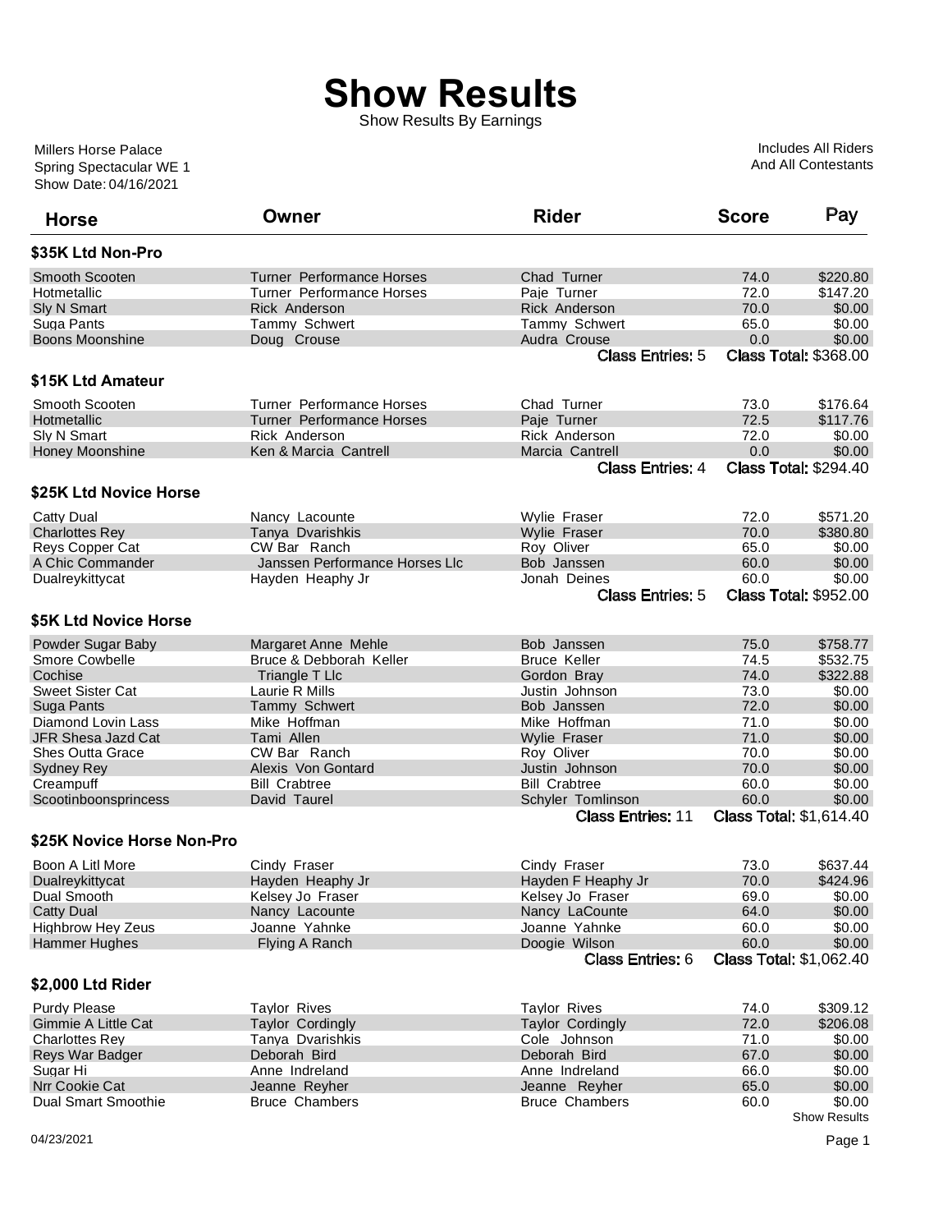# Show Results

Show Results By Earnings

Millers Horse Palace
Spring Spectacular WE 1
Show Date: 04/16/2021

Includes All Riders
And All Contestants

| Horse | Owner | Rider | Score | Pay |
|---|---|---|---|---|
| **\$35K Ltd Non-Pro** | | | | |
| Smooth Scooten | Turner Performance Horses | Chad Turner | 74.0 | $220.80 |
| Hotmetallic | Turner Performance Horses | Paje Turner | 72.0 | $147.20 |
| Sly N Smart | Rick Anderson | Rick Anderson | 70.0 | $0.00 |
| Suga Pants | Tammy Schwert | Tammy Schwert | 65.0 | $0.00 |
| Boons Moonshine | Doug Crouse | Audra Crouse | 0.0 | $0.00 |
| | | Class Entries: 5 | Class Total: | $368.00 |
| **\$15K Ltd Amateur** | | | | |
| Smooth Scooten | Turner Performance Horses | Chad Turner | 73.0 | $176.64 |
| Hotmetallic | Turner Performance Horses | Paje Turner | 72.5 | $117.76 |
| Sly N Smart | Rick Anderson | Rick Anderson | 72.0 | $0.00 |
| Honey Moonshine | Ken & Marcia Cantrell | Marcia Cantrell | 0.0 | $0.00 |
| | | Class Entries: 4 | Class Total: | $294.40 |
| **\$25K Ltd Novice Horse** | | | | |
| Catty Dual | Nancy Lacounte | Wylie Fraser | 72.0 | $571.20 |
| Charlottes Rey | Tanya Dvarishkis | Wylie Fraser | 70.0 | $380.80 |
| Reys Copper Cat | CW Bar Ranch | Roy Oliver | 65.0 | $0.00 |
| A Chic Commander | Janssen Performance Horses Llc | Bob Janssen | 60.0 | $0.00 |
| Dualreykittycat | Hayden Heaphy Jr | Jonah Deines | 60.0 | $0.00 |
| | | Class Entries: 5 | Class Total: | $952.00 |
| **\$5K Ltd Novice Horse** | | | | |
| Powder Sugar Baby | Margaret Anne Mehle | Bob Janssen | 75.0 | $758.77 |
| Smore Cowbelle | Bruce & Debborah Keller | Bruce Keller | 74.5 | $532.75 |
| Cochise | Triangle T Llc | Gordon Bray | 74.0 | $322.88 |
| Sweet Sister Cat | Laurie R Mills | Justin Johnson | 73.0 | $0.00 |
| Suga Pants | Tammy Schwert | Bob Janssen | 72.0 | $0.00 |
| Diamond Lovin Lass | Mike Hoffman | Mike Hoffman | 71.0 | $0.00 |
| JFR Shesa Jazd Cat | Tami Allen | Wylie Fraser | 71.0 | $0.00 |
| Shes Outta Grace | CW Bar Ranch | Roy Oliver | 70.0 | $0.00 |
| Sydney Rey | Alexis Von Gontard | Justin Johnson | 70.0 | $0.00 |
| Creampuff | Bill Crabtree | Bill Crabtree | 60.0 | $0.00 |
| Scootinboonsprincess | David Taurel | Schyler Tomlinson | 60.0 | $0.00 |
| | | Class Entries: 11 | Class Total: | $1,614.40 |
| **\$25K Novice Horse Non-Pro** | | | | |
| Boon A Litl More | Cindy Fraser | Cindy Fraser | 73.0 | $637.44 |
| Dualreykittycat | Hayden Heaphy Jr | Hayden F Heaphy Jr | 70.0 | $424.96 |
| Dual Smooth | Kelsey Jo Fraser | Kelsey Jo Fraser | 69.0 | $0.00 |
| Catty Dual | Nancy Lacounte | Nancy LaCounte | 64.0 | $0.00 |
| Highbrow Hey Zeus | Joanne Yahnke | Joanne Yahnke | 60.0 | $0.00 |
| Hammer Hughes | Flying A Ranch | Doogie Wilson | 60.0 | $0.00 |
| | | Class Entries: 6 | Class Total: | $1,062.40 |
| **\$2,000 Ltd Rider** | | | | |
| Purdy Please | Taylor Rives | Taylor Rives | 74.0 | $309.12 |
| Gimmie A Little Cat | Taylor Cordingly | Taylor Cordingly | 72.0 | $206.08 |
| Charlottes Rey | Tanya Dvarishkis | Cole Johnson | 71.0 | $0.00 |
| Reys War Badger | Deborah Bird | Deborah Bird | 67.0 | $0.00 |
| Sugar Hi | Anne Indreland | Anne Indreland | 66.0 | $0.00 |
| Nrr Cookie Cat | Jeanne Reyher | Jeanne Reyher | 65.0 | $0.00 |
| Dual Smart Smoothie | Bruce Chambers | Bruce Chambers | 60.0 | $0.00 |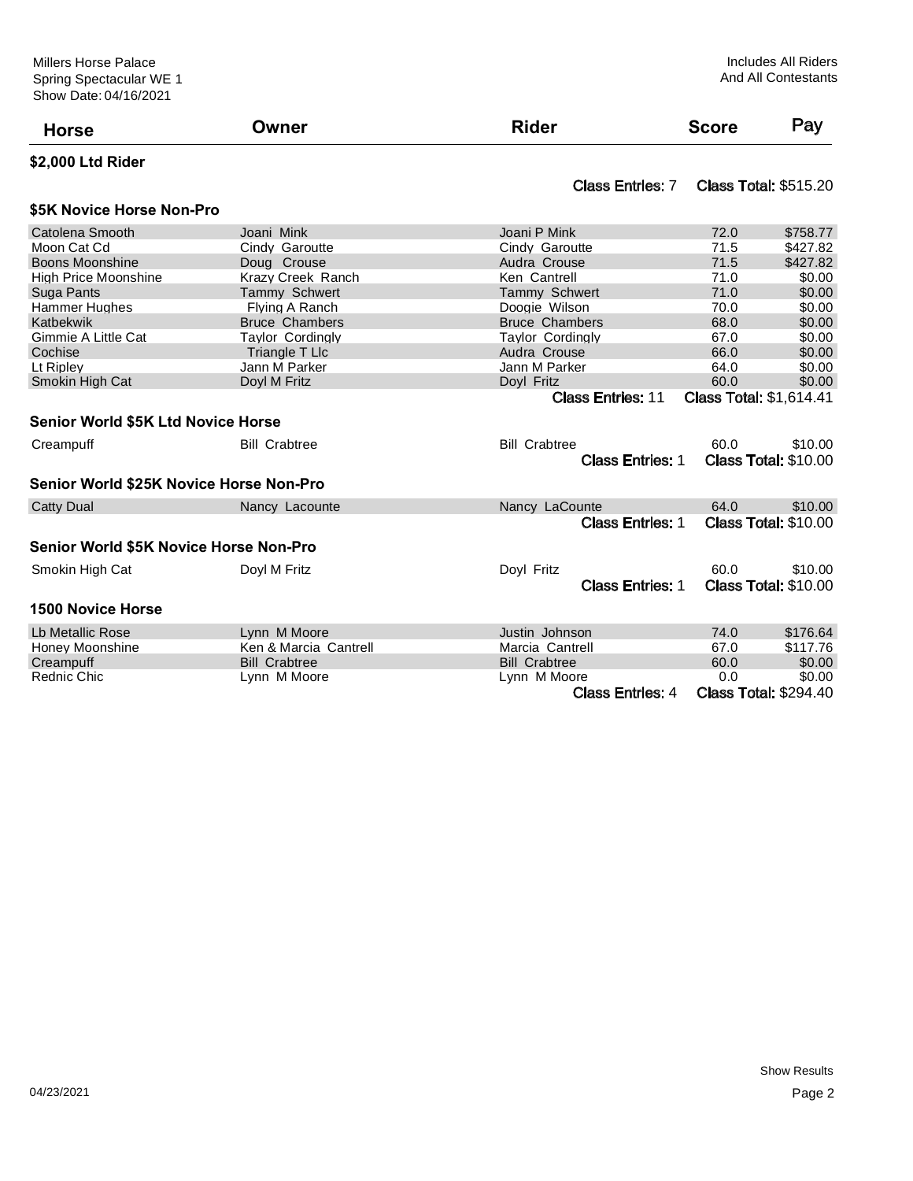Millers Horse Palace
Spring Spectacular WE 1
Show Date: 04/16/2021

Includes All Riders
And All Contestants

| Horse | Owner | Rider | Score | Pay |
|---|---|---|---|---|

### $2,000 Ltd Rider

Class Entries: 7 Class Total: $515.20

### $5K Novice Horse Non-Pro

| Horse | Owner | Rider | Score | Pay |
|---|---|---|---|---|
| Catolena Smooth | Joani Mink | Joani P Mink | 72.0 | $758.77 |
| Moon Cat Cd | Cindy Garoutte | Cindy Garoutte | 71.5 | $427.82 |
| Boons Moonshine | Doug Crouse | Audra Crouse | 71.5 | $427.82 |
| High Price Moonshine | Krazy Creek Ranch | Ken Cantrell | 71.0 | $0.00 |
| Suga Pants | Tammy Schwert | Tammy Schwert | 71.0 | $0.00 |
| Hammer Hughes | Flying A Ranch | Doogie Wilson | 70.0 | $0.00 |
| Katbekwik | Bruce Chambers | Bruce Chambers | 68.0 | $0.00 |
| Gimmie A Little Cat | Taylor Cordingly | Taylor Cordingly | 67.0 | $0.00 |
| Cochise | Triangle T Llc | Audra Crouse | 66.0 | $0.00 |
| Lt Ripley | Jann M Parker | Jann M Parker | 64.0 | $0.00 |
| Smokin High Cat | Doyl M Fritz | Doyl Fritz | 60.0 | $0.00 |

Class Entries: 11 Class Total: $1,614.41

### Senior World $5K Ltd Novice Horse

| Horse | Owner | Rider | Score | Pay |
|---|---|---|---|---|
| Creampuff | Bill Crabtree | Bill Crabtree | 60.0 | $10.00 |

Class Entries: 1 Class Total: $10.00

### Senior World $25K Novice Horse Non-Pro

| Horse | Owner | Rider | Score | Pay |
|---|---|---|---|---|
| Catty Dual | Nancy Lacounte | Nancy LaCounte | 64.0 | $10.00 |

Class Entries: 1 Class Total: $10.00

### Senior World $5K Novice Horse Non-Pro

| Horse | Owner | Rider | Score | Pay |
|---|---|---|---|---|
| Smokin High Cat | Doyl M Fritz | Doyl Fritz | 60.0 | $10.00 |

Class Entries: 1 Class Total: $10.00

### 1500 Novice Horse

| Horse | Owner | Rider | Score | Pay |
|---|---|---|---|---|
| Lb Metallic Rose | Lynn M Moore | Justin Johnson | 74.0 | $176.64 |
| Honey Moonshine | Ken & Marcia Cantrell | Marcia Cantrell | 67.0 | $117.76 |
| Creampuff | Bill Crabtree | Bill Crabtree | 60.0 | $0.00 |
| Rednic Chic | Lynn M Moore | Lynn M Moore | 0.0 | $0.00 |

Class Entries: 4 Class Total: $294.40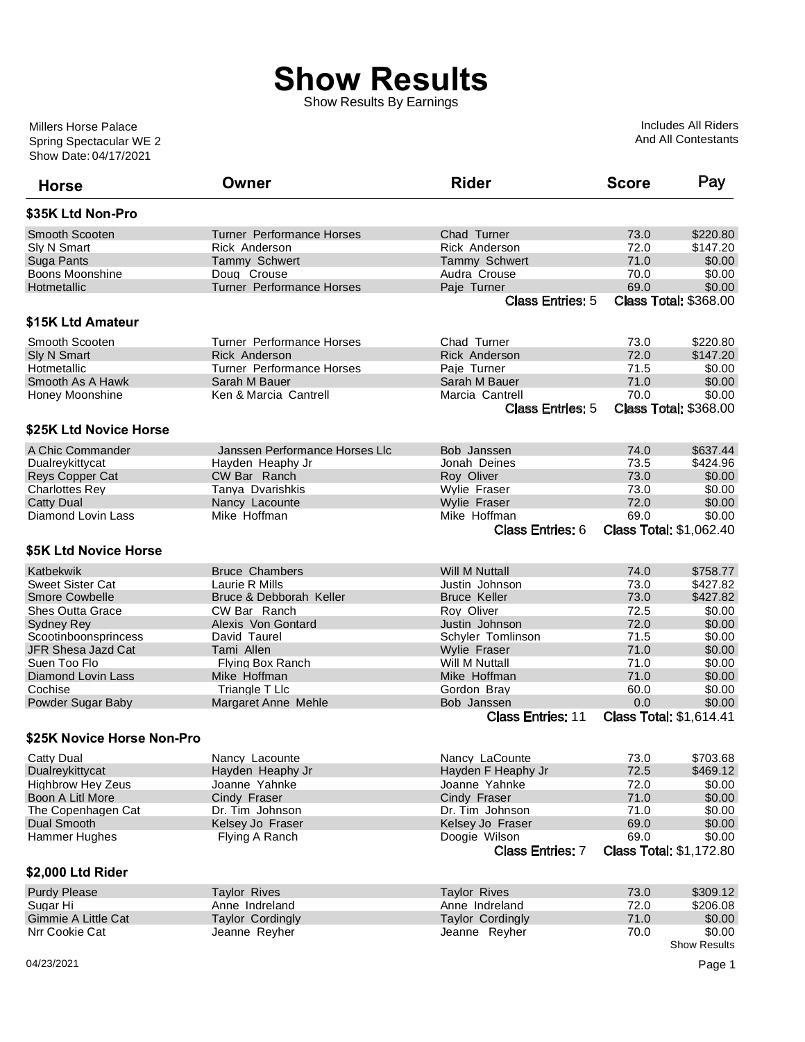# Show Results

Show Results By Earnings

Millers Horse Palace
Spring Spectacular WE 2
Show Date: 04/17/2021

Includes All Riders
And All Contestants

| Horse | Owner | Rider | Score | Pay |
|---|---|---|---|---|
| **$35K Ltd Non-Pro** | | | | |
| Smooth Scooten | Turner Performance Horses | Chad Turner | 73.0 | $220.80 |
| Sly N Smart | Rick Anderson | Rick Anderson | 72.0 | $147.20 |
| Suga Pants | Tammy Schwert | Tammy Schwert | 71.0 | $0.00 |
| Boons Moonshine | Doug Crouse | Audra Crouse | 70.0 | $0.00 |
| Hotmetallic | Turner Performance Horses | Paje Turner | 69.0 | $0.00 |
| | | Class Entries: 5 | Class Total: $368.00 | |
| **$15K Ltd Amateur** | | | | |
| Smooth Scooten | Turner Performance Horses | Chad Turner | 73.0 | $220.80 |
| Sly N Smart | Rick Anderson | Rick Anderson | 72.0 | $147.20 |
| Hotmetallic | Turner Performance Horses | Paje Turner | 71.5 | $0.00 |
| Smooth As A Hawk | Sarah M Bauer | Sarah M Bauer | 71.0 | $0.00 |
| Honey Moonshine | Ken & Marcia Cantrell | Marcia Cantrell | 70.0 | $0.00 |
| | | Class Entries: 5 | Class Total: $368.00 | |
| **$25K Ltd Novice Horse** | | | | |
| A Chic Commander | Janssen Performance Horses Llc | Bob Janssen | 74.0 | $637.44 |
| Dualreykittycat | Hayden Heaphy Jr | Jonah Deines | 73.5 | $424.96 |
| Reys Copper Cat | CW Bar Ranch | Roy Oliver | 73.0 | $0.00 |
| Charlottes Rey | Tanya Dvarishkis | Wylie Fraser | 73.0 | $0.00 |
| Catty Dual | Nancy Lacounte | Wylie Fraser | 72.0 | $0.00 |
| Diamond Lovin Lass | Mike Hoffman | Mike Hoffman | 69.0 | $0.00 |
| | | Class Entries: 6 | Class Total: $1,062.40 | |
| **$5K Ltd Novice Horse** | | | | |
| Katbekwik | Bruce Chambers | Will M Nuttall | 74.0 | $758.77 |
| Sweet Sister Cat | Laurie R Mills | Justin Johnson | 73.0 | $427.82 |
| Smore Cowbelle | Bruce & Debborah Keller | Bruce Keller | 73.0 | $427.82 |
| Shes Outta Grace | CW Bar Ranch | Roy Oliver | 72.5 | $0.00 |
| Sydney Rey | Alexis Von Gontard | Justin Johnson | 72.0 | $0.00 |
| Scootinboonsprincess | David Taurel | Schyler Tomlinson | 71.5 | $0.00 |
| JFR Shesa Jazd Cat | Tami Allen | Wylie Fraser | 71.0 | $0.00 |
| Suen Too Flo | Flying Box Ranch | Will M Nuttall | 71.0 | $0.00 |
| Diamond Lovin Lass | Mike Hoffman | Mike Hoffman | 71.0 | $0.00 |
| Cochise | Triangle T Llc | Gordon Bray | 60.0 | $0.00 |
| Powder Sugar Baby | Margaret Anne Mehle | Bob Janssen | 0.0 | $0.00 |
| | | Class Entries: 11 | Class Total: $1,614.41 | |
| **$25K Novice Horse Non-Pro** | | | | |
| Catty Dual | Nancy Lacounte | Nancy LaCounte | 73.0 | $703.68 |
| Dualreykittycat | Hayden Heaphy Jr | Hayden F Heaphy Jr | 72.5 | $469.12 |
| Highbrow Hey Zeus | Joanne Yahnke | Joanne Yahnke | 72.0 | $0.00 |
| Boon A Litl More | Cindy Fraser | Cindy Fraser | 71.0 | $0.00 |
| The Copenhagen Cat | Dr. Tim Johnson | Dr. Tim Johnson | 71.0 | $0.00 |
| Dual Smooth | Kelsey Jo Fraser | Kelsey Jo Fraser | 69.0 | $0.00 |
| Hammer Hughes | Flying A Ranch | Doogie Wilson | 69.0 | $0.00 |
| | | Class Entries: 7 | Class Total: $1,172.80 | |
| **$2,000 Ltd Rider** | | | | |
| Purdy Please | Taylor Rives | Taylor Rives | 73.0 | $309.12 |
| Sugar Hi | Anne Indreland | Anne Indreland | 72.0 | $206.08 |
| Gimmie A Little Cat | Taylor Cordingly | Taylor Cordingly | 71.0 | $0.00 |
| Nrr Cookie Cat | Jeanne Reyher | Jeanne Reyher | 70.0 | $0.00 |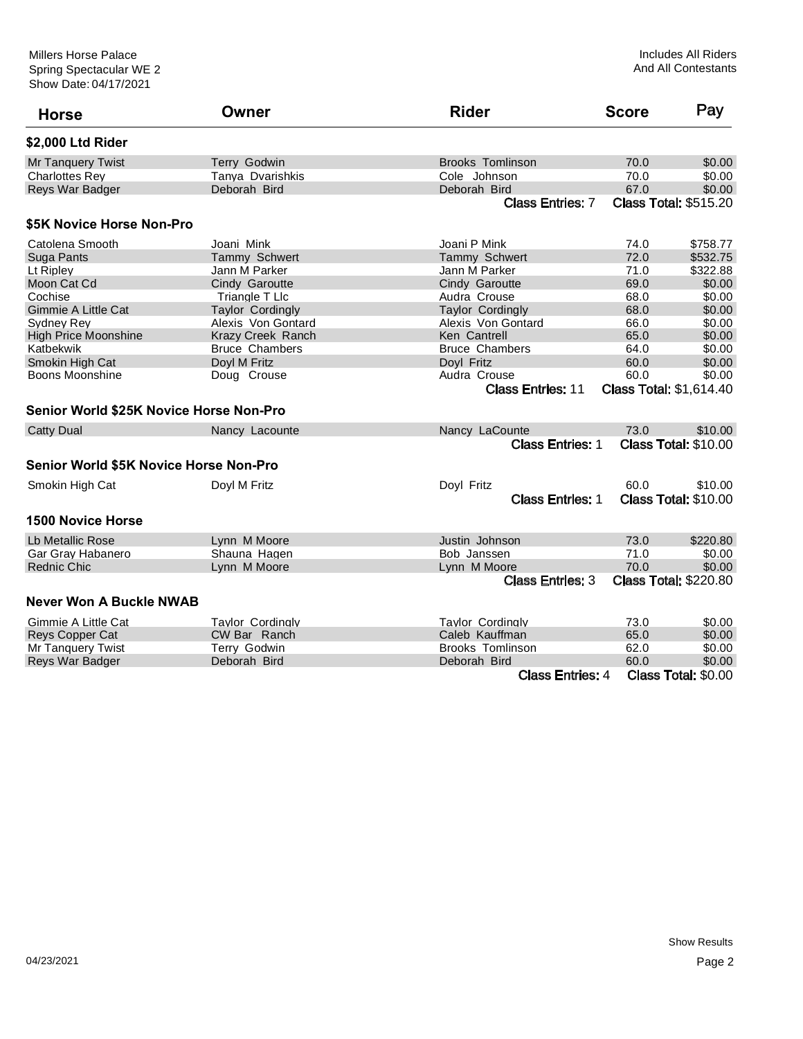Millers Horse Palace
Spring Spectacular WE 2
Show Date: 04/17/2021

Includes All Riders
And All Contestants

| Horse | Owner | Rider | Score | Pay |
|---|---|---|---|---|

### $2,000 Ltd Rider

| Horse | Owner | Rider | Score | Pay |
|---|---|---|---|---|
| Mr Tanquery Twist | Terry Godwin | Brooks Tomlinson | 70.0 | $0.00 |
| Charlottes Rey | Tanya Dvarishkis | Cole Johnson | 70.0 | $0.00 |
| Reys War Badger | Deborah Bird | Deborah Bird | 67.0 | $0.00 |
| | | Class Entries: 7 | Class Total: $515.20 | |

### $5K Novice Horse Non-Pro

| Horse | Owner | Rider | Score | Pay |
|---|---|---|---|---|
| Catolena Smooth | Joani Mink | Joani P Mink | 74.0 | $758.77 |
| Suga Pants | Tammy Schwert | Tammy Schwert | 72.0 | $532.75 |
| Lt Ripley | Jann M Parker | Jann M Parker | 71.0 | $322.88 |
| Moon Cat Cd | Cindy Garoutte | Cindy Garoutte | 69.0 | $0.00 |
| Cochise | Triangle T Llc | Audra Crouse | 68.0 | $0.00 |
| Gimmie A Little Cat | Taylor Cordingly | Taylor Cordingly | 68.0 | $0.00 |
| Sydney Rey | Alexis Von Gontard | Alexis Von Gontard | 66.0 | $0.00 |
| High Price Moonshine | Krazy Creek Ranch | Ken Cantrell | 65.0 | $0.00 |
| Katbekwik | Bruce Chambers | Bruce Chambers | 64.0 | $0.00 |
| Smokin High Cat | Doyl M Fritz | Doyl Fritz | 60.0 | $0.00 |
| Boons Moonshine | Doug Crouse | Audra Crouse | 60.0 | $0.00 |
| | | Class Entries: 11 | Class Total: $1,614.40 | |

### Senior World $25K Novice Horse Non-Pro

| Horse | Owner | Rider | Score | Pay |
|---|---|---|---|---|
| Catty Dual | Nancy Lacounte | Nancy LaCounte | 73.0 | $10.00 |
| | | Class Entries: 1 | Class Total: $10.00 | |

### Senior World $5K Novice Horse Non-Pro

| Horse | Owner | Rider | Score | Pay |
|---|---|---|---|---|
| Smokin High Cat | Doyl M Fritz | Doyl Fritz | 60.0 | $10.00 |
| | | Class Entries: 1 | Class Total: $10.00 | |

### 1500 Novice Horse

| Horse | Owner | Rider | Score | Pay |
|---|---|---|---|---|
| Lb Metallic Rose | Lynn M Moore | Justin Johnson | 73.0 | $220.80 |
| Gar Gray Habanero | Shauna Hagen | Bob Janssen | 71.0 | $0.00 |
| Rednic Chic | Lynn M Moore | Lynn M Moore | 70.0 | $0.00 |
| | | Class Entries: 3 | Class Total: $220.80 | |

### Never Won A Buckle NWAB

| Horse | Owner | Rider | Score | Pay |
|---|---|---|---|---|
| Gimmie A Little Cat | Taylor Cordingly | Taylor Cordingly | 73.0 | $0.00 |
| Reys Copper Cat | CW Bar Ranch | Caleb Kauffman | 65.0 | $0.00 |
| Mr Tanquery Twist | Terry Godwin | Brooks Tomlinson | 62.0 | $0.00 |
| Reys War Badger | Deborah Bird | Deborah Bird | 60.0 | $0.00 |
| | | Class Entries: 4 | Class Total: $0.00 | |

04/23/2021

Show Results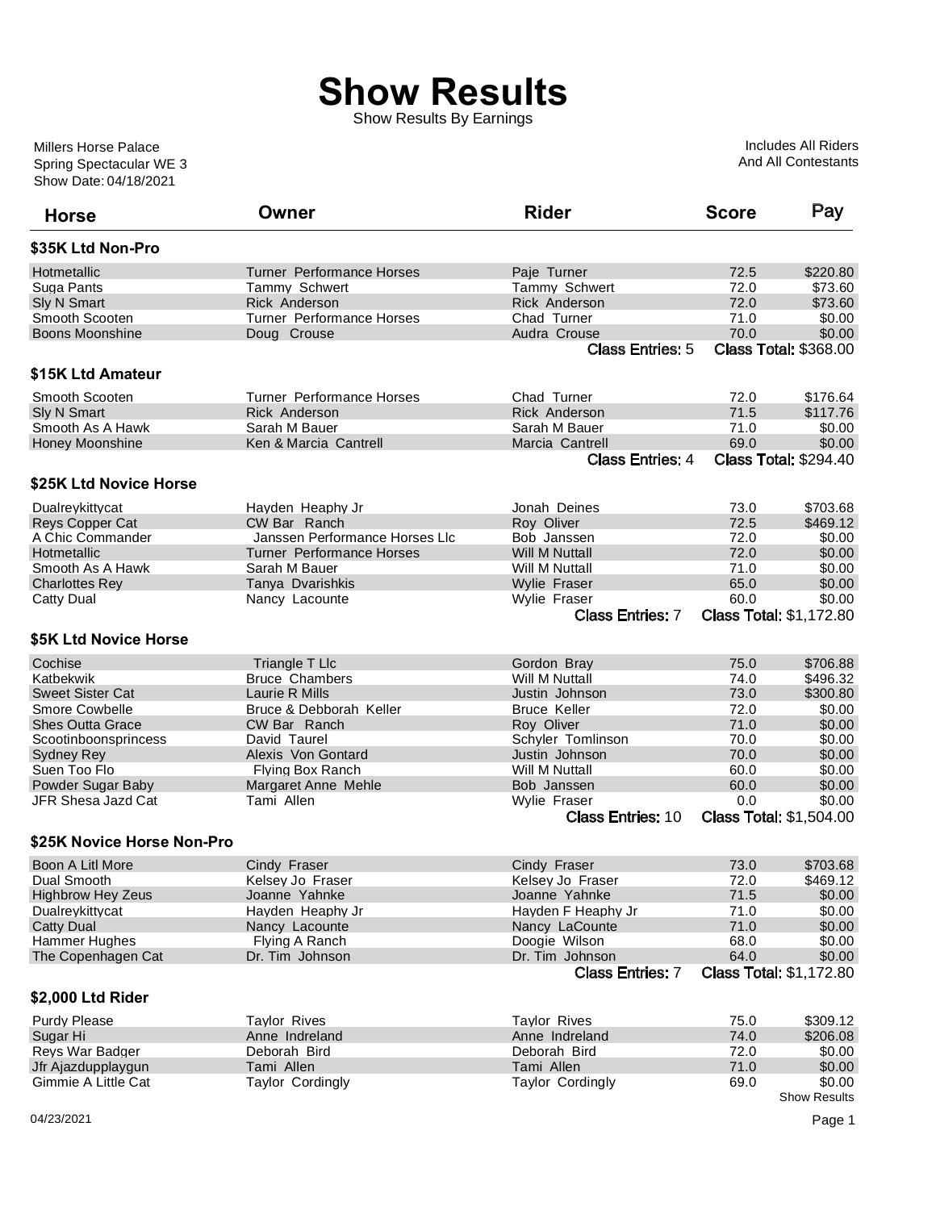# Show Results

Show Results By Earnings

Millers Horse Palace
Spring Spectacular WE 3
Show Date: 04/18/2021

Includes All Riders
And All Contestants

| Horse | Owner | Rider | Score | Pay |
|---|---|---|---|---|
| **$35K Ltd Non-Pro** | | | | |
| Hotmetallic | Turner Performance Horses | Paje Turner | 72.5 | $220.80 |
| Suga Pants | Tammy Schwert | Tammy Schwert | 72.0 | $73.60 |
| Sly N Smart | Rick Anderson | Rick Anderson | 72.0 | $73.60 |
| Smooth Scooten | Turner Performance Horses | Chad Turner | 71.0 | $0.00 |
| Boons Moonshine | Doug Crouse | Audra Crouse | 70.0 | $0.00 |
| | | Class Entries: 5 | Class Total: $368.00 | |
| **$15K Ltd Amateur** | | | | |
| Smooth Scooten | Turner Performance Horses | Chad Turner | 72.0 | $176.64 |
| Sly N Smart | Rick Anderson | Rick Anderson | 71.5 | $117.76 |
| Smooth As A Hawk | Sarah M Bauer | Sarah M Bauer | 71.0 | $0.00 |
| Honey Moonshine | Ken & Marcia Cantrell | Marcia Cantrell | 69.0 | $0.00 |
| | | Class Entries: 4 | Class Total: $294.40 | |
| **$25K Ltd Novice Horse** | | | | |
| Dualreykittycat | Hayden Heaphy Jr | Jonah Deines | 73.0 | $703.68 |
| Reys Copper Cat | CW Bar Ranch | Roy Oliver | 72.5 | $469.12 |
| A Chic Commander | Janssen Performance Horses Llc | Bob Janssen | 72.0 | $0.00 |
| Hotmetallic | Turner Performance Horses | Will M Nuttall | 72.0 | $0.00 |
| Smooth As A Hawk | Sarah M Bauer | Will M Nuttall | 71.0 | $0.00 |
| Charlottes Rey | Tanya Dvarishkis | Wylie Fraser | 65.0 | $0.00 |
| Catty Dual | Nancy Lacounte | Wylie Fraser | 60.0 | $0.00 |
| | | Class Entries: 7 | Class Total: $1,172.80 | |
| **$5K Ltd Novice Horse** | | | | |
| Cochise | Triangle T Llc | Gordon Bray | 75.0 | $706.88 |
| Katbekwik | Bruce Chambers | Will M Nuttall | 74.0 | $496.32 |
| Sweet Sister Cat | Laurie R Mills | Justin Johnson | 73.0 | $300.80 |
| Smore Cowbelle | Bruce & Debborah Keller | Bruce Keller | 72.0 | $0.00 |
| Shes Outta Grace | CW Bar Ranch | Roy Oliver | 71.0 | $0.00 |
| Scootinboonsprincess | David Taurel | Schyler Tomlinson | 70.0 | $0.00 |
| Sydney Rey | Alexis Von Gontard | Justin Johnson | 70.0 | $0.00 |
| Suen Too Flo | Flying Box Ranch | Will M Nuttall | 60.0 | $0.00 |
| Powder Sugar Baby | Margaret Anne Mehle | Bob Janssen | 60.0 | $0.00 |
| JFR Shesa Jazd Cat | Tami Allen | Wylie Fraser | 0.0 | $0.00 |
| | | Class Entries: 10 | Class Total: $1,504.00 | |
| **$25K Novice Horse Non-Pro** | | | | |
| Boon A Litl More | Cindy Fraser | Cindy Fraser | 73.0 | $703.68 |
| Dual Smooth | Kelsey Jo Fraser | Kelsey Jo Fraser | 72.0 | $469.12 |
| Highbrow Hey Zeus | Joanne Yahnke | Joanne Yahnke | 71.5 | $0.00 |
| Dualreykittycat | Hayden Heaphy Jr | Hayden F Heaphy Jr | 71.0 | $0.00 |
| Catty Dual | Nancy Lacounte | Nancy LaCounte | 71.0 | $0.00 |
| Hammer Hughes | Flying A Ranch | Doogie Wilson | 68.0 | $0.00 |
| The Copenhagen Cat | Dr. Tim Johnson | Dr. Tim Johnson | 64.0 | $0.00 |
| | | Class Entries: 7 | Class Total: $1,172.80 | |
| **$2,000 Ltd Rider** | | | | |
| Purdy Please | Taylor Rives | Taylor Rives | 75.0 | $309.12 |
| Sugar Hi | Anne Indreland | Anne Indreland | 74.0 | $206.08 |
| Reys War Badger | Deborah Bird | Deborah Bird | 72.0 | $0.00 |
| Jfr Ajazdupplaygun | Tami Allen | Tami Allen | 71.0 | $0.00 |
| Gimmie A Little Cat | Taylor Cordingly | Taylor Cordingly | 69.0 | $0.00 |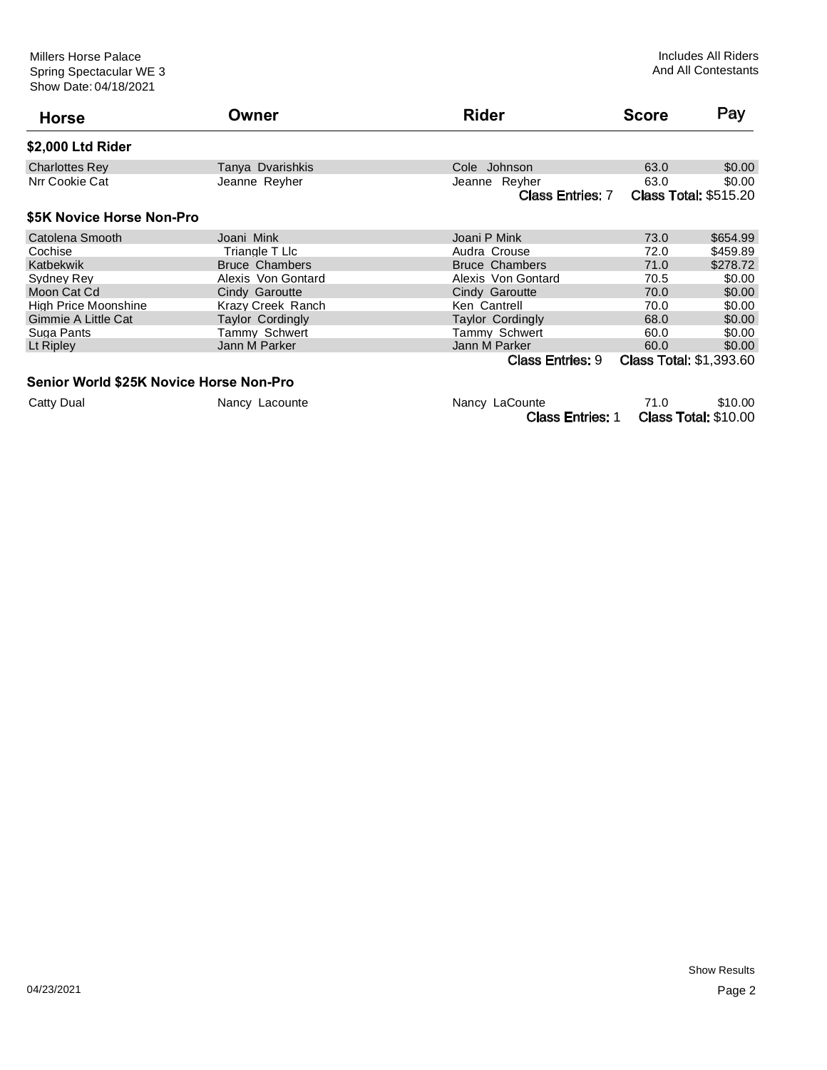| Horse | Owner | Rider | Score | Pay |
|---|---|---|---|---|

**$2,000 Ltd Rider**

| Horse | Owner | Rider | Score | Pay |
|---|---|---|---|---|
| Charlottes Rey | Tanya Dvarishkis | Cole Johnson | 63.0 | $0.00 |
| Nrr Cookie Cat | Jeanne Reyher | Jeanne Reyher | 63.0 | $0.00 |
| | | Class Entries: 7 | Class Total: $515.20 | |

**$5K Novice Horse Non-Pro**

| Horse | Owner | Rider | Score | Pay |
|---|---|---|---|---|
| Catolena Smooth | Joani Mink | Joani P Mink | 73.0 | $654.99 |
| Cochise | Triangle T Llc | Audra Crouse | 72.0 | $459.89 |
| Katbekwik | Bruce Chambers | Bruce Chambers | 71.0 | $278.72 |
| Sydney Rey | Alexis Von Gontard | Alexis Von Gontard | 70.5 | $0.00 |
| Moon Cat Cd | Cindy Garoutte | Cindy Garoutte | 70.0 | $0.00 |
| High Price Moonshine | Krazy Creek Ranch | Ken Cantrell | 70.0 | $0.00 |
| Gimmie A Little Cat | Taylor Cordingly | Taylor Cordingly | 68.0 | $0.00 |
| Suga Pants | Tammy Schwert | Tammy Schwert | 60.0 | $0.00 |
| Lt Ripley | Jann M Parker | Jann M Parker | 60.0 | $0.00 |
| | | Class Entries: 9 | Class Total: $1,393.60 | |

**Senior World $25K Novice Horse Non-Pro**

| Horse | Owner | Rider | Score | Pay |
|---|---|---|---|---|
| Catty Dual | Nancy Lacounte | Nancy LaCounte | 71.0 | $10.00 |
| | | Class Entries: 1 | Class Total: $10.00 | |